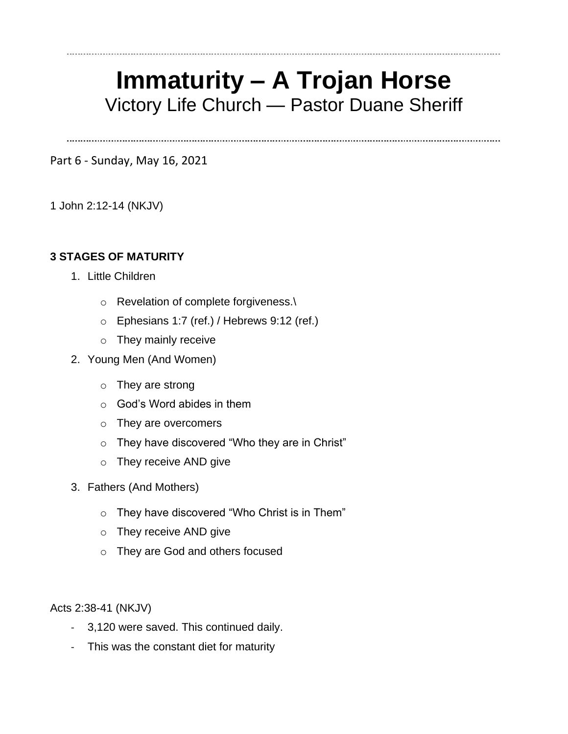# Immaturity – A Trojan Horse

Victory Life Church — Pastor Duane Sheriff

Part 6 - Sunday, May 16, 2021

1 John 2:12-14 (NKJV)

**3 STAGES OF MATURITY**

1. Little Children
   - Revelation of complete forgiveness.\
   - Ephesians 1:7 (ref.) / Hebrews 9:12 (ref.)
   - They mainly receive
2. Young Men (And Women)
   - They are strong
   - God's Word abides in them
   - They are overcomers
   - They have discovered "Who they are in Christ"
   - They receive AND give
3. Fathers (And Mothers)
   - They have discovered "Who Christ is in Them"
   - They receive AND give
   - They are God and others focused

Acts 2:38-41 (NKJV)

- 3,120 were saved. This continued daily.
- This was the constant diet for maturity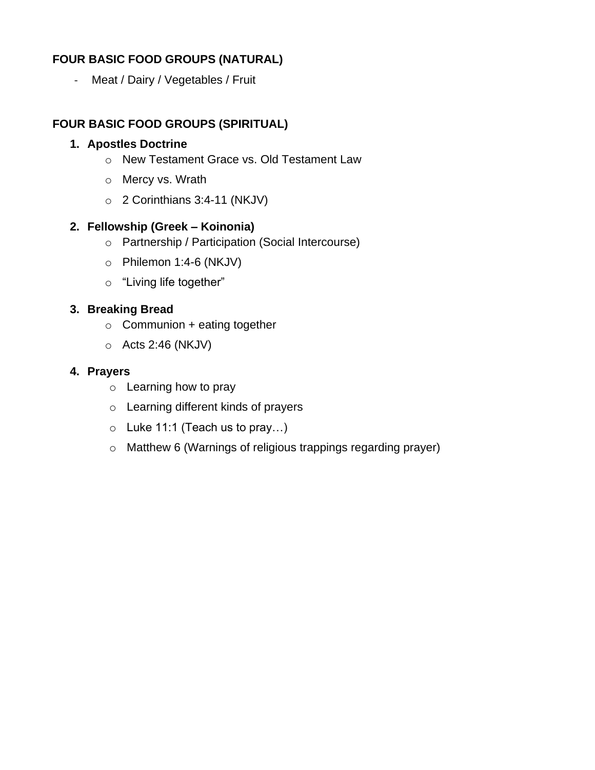**FOUR BASIC FOOD GROUPS (NATURAL)**

- Meat / Dairy / Vegetables / Fruit

**FOUR BASIC FOOD GROUPS (SPIRITUAL)**

1. **Apostles Doctrine**
    - New Testament Grace vs. Old Testament Law
    - Mercy vs. Wrath
    - 2 Corinthians 3:4-11 (NKJV)
2. **Fellowship (Greek – Koinonia)**
    - Partnership / Participation (Social Intercourse)
    - Philemon 1:4-6 (NKJV)
    - “Living life together”
3. **Breaking Bread**
    - Communion + eating together
    - Acts 2:46 (NKJV)
4. **Prayers**
    - Learning how to pray
    - Learning different kinds of prayers
    - Luke 11:1 (Teach us to pray…)
    - Matthew 6 (Warnings of religious trappings regarding prayer)